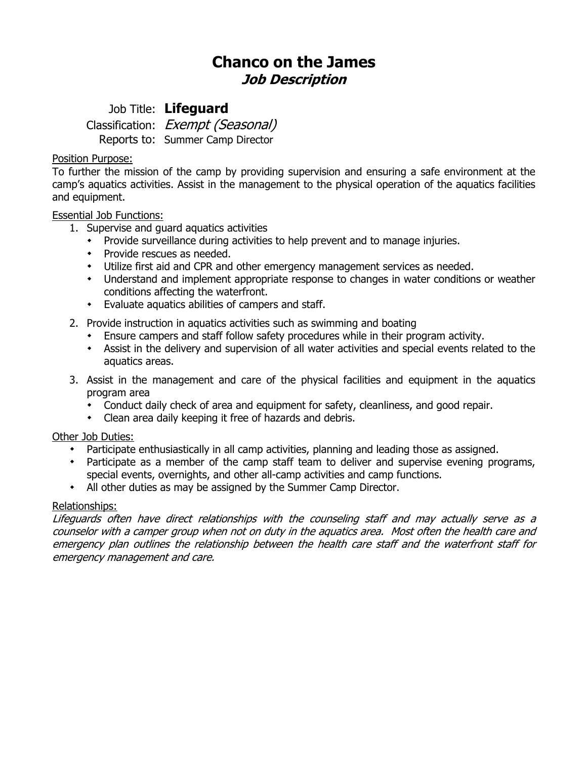# Chanco on the James

## *Job Description*

Job Title: **Lifeguard**

Classification: *Exempt (Seasonal)*

Reports to: Summer Camp Director

Position Purpose:

To further the mission of the camp by providing supervision and ensuring a safe environment at the camp's aquatics activities. Assist in the management to the physical operation of the aquatics facilities and equipment.

Essential Job Functions:

1. Supervise and guard aquatics activities
   - Provide surveillance during activities to help prevent and to manage injuries.
   - Provide rescues as needed.
   - Utilize first aid and CPR and other emergency management services as needed.
   - Understand and implement appropriate response to changes in water conditions or weather conditions affecting the waterfront.
   - Evaluate aquatics abilities of campers and staff.
2. Provide instruction in aquatics activities such as swimming and boating
   - Ensure campers and staff follow safety procedures while in their program activity.
   - Assist in the delivery and supervision of all water activities and special events related to the aquatics areas.
3. Assist in the management and care of the physical facilities and equipment in the aquatics program area
   - Conduct daily check of area and equipment for safety, cleanliness, and good repair.
   - Clean area daily keeping it free of hazards and debris.

Other Job Duties:

- Participate enthusiastically in all camp activities, planning and leading those as assigned.
- Participate as a member of the camp staff team to deliver and supervise evening programs, special events, overnights, and other all-camp activities and camp functions.
- All other duties as may be assigned by the Summer Camp Director.

Relationships:

*Lifeguards often have direct relationships with the counseling staff and may actually serve as a counselor with a camper group when not on duty in the aquatics area. Most often the health care and emergency plan outlines the relationship between the health care staff and the waterfront staff for emergency management and care.*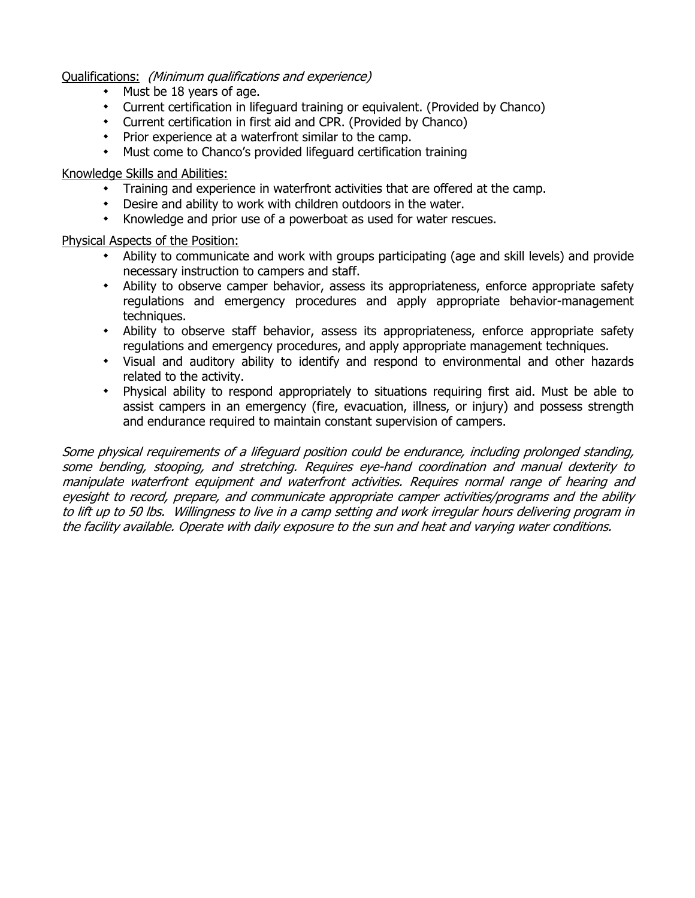Qualifications: *(Minimum qualifications and experience)*

- Must be 18 years of age.
- Current certification in lifeguard training or equivalent. (Provided by Chanco)
- Current certification in first aid and CPR. (Provided by Chanco)
- Prior experience at a waterfront similar to the camp.
- Must come to Chanco's provided lifeguard certification training

Knowledge Skills and Abilities:

- Training and experience in waterfront activities that are offered at the camp.
- Desire and ability to work with children outdoors in the water.
- Knowledge and prior use of a powerboat as used for water rescues.

Physical Aspects of the Position:

- Ability to communicate and work with groups participating (age and skill levels) and provide necessary instruction to campers and staff.
- Ability to observe camper behavior, assess its appropriateness, enforce appropriate safety regulations and emergency procedures and apply appropriate behavior-management techniques.
- Ability to observe staff behavior, assess its appropriateness, enforce appropriate safety regulations and emergency procedures, and apply appropriate management techniques.
- Visual and auditory ability to identify and respond to environmental and other hazards related to the activity.
- Physical ability to respond appropriately to situations requiring first aid. Must be able to assist campers in an emergency (fire, evacuation, illness, or injury) and possess strength and endurance required to maintain constant supervision of campers.

*Some physical requirements of a lifeguard position could be endurance, including prolonged standing, some bending, stooping, and stretching. Requires eye-hand coordination and manual dexterity to manipulate waterfront equipment and waterfront activities. Requires normal range of hearing and eyesight to record, prepare, and communicate appropriate camper activities/programs and the ability to lift up to 50 lbs. Willingness to live in a camp setting and work irregular hours delivering program in the facility available. Operate with daily exposure to the sun and heat and varying water conditions.*